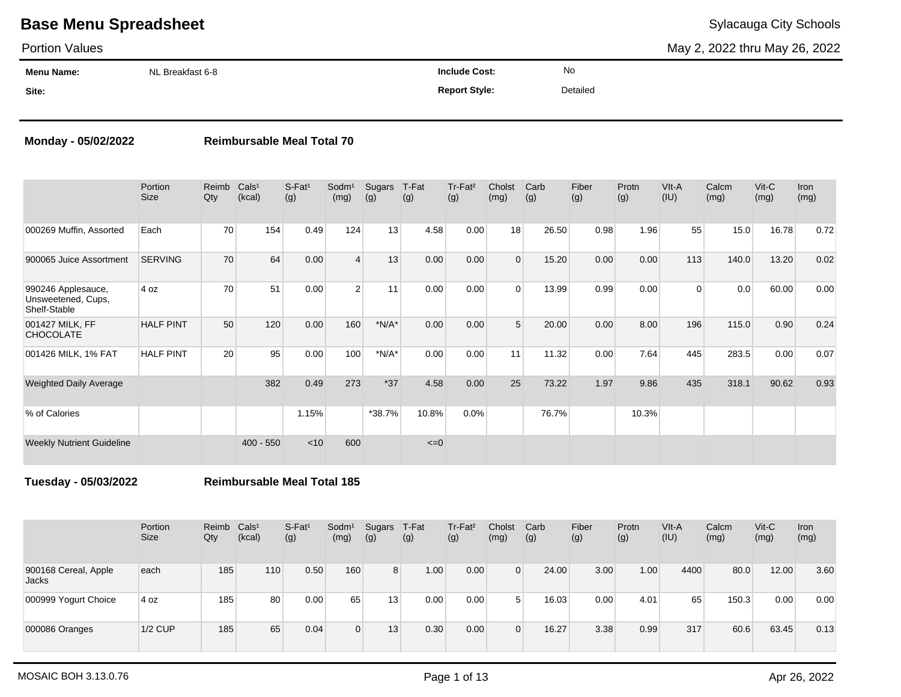# Base Menu Spreadsheet

Sylacauga City Schools

Portion Values

May 2, 2022 thru May 26, 2022

**Menu Name:** NL Breakfast 6-8

**Include Cost:** No

**Site:**

**Report Style:** Detailed

**Monday - 05/02/2022** **Reimbursable Meal Total 70**

| | Portion Size | Reimb Qty | Cals[1] (kcal) | S-Fat[1] (g) | Sodm[1] (mg) | Sugars (g) | T-Fat (g) | Tr-Fat[2] (g) | Cholst (mg) | Carb (g) | Fiber (g) | Protn (g) | VIt-A (IU) | Calcm (mg) | Vit-C (mg) | Iron (mg) |
|---|---|---|---|---|---|---|---|---|---|---|---|---|---|---|---|---|
| 000269 Muffin, Assorted | Each | 70 | 154 | 0.49 | 124 | 13 | 4.58 | 0.00 | 18 | 26.50 | 0.98 | 1.96 | 55 | 15.0 | 16.78 | 0.72 |
| 900065 Juice Assortment | SERVING | 70 | 64 | 0.00 | 4 | 13 | 0.00 | 0.00 | 0 | 15.20 | 0.00 | 0.00 | 113 | 140.0 | 13.20 | 0.02 |
| 990246 Applesauce, Unsweetened, Cups, Shelf-Stable | 4 oz | 70 | 51 | 0.00 | 2 | 11 | 0.00 | 0.00 | 0 | 13.99 | 0.99 | 0.00 | 0 | 0.0 | 60.00 | 0.00 |
| 001427 MILK, FF CHOCOLATE | HALF PINT | 50 | 120 | 0.00 | 160 | *N/A* | 0.00 | 0.00 | 5 | 20.00 | 0.00 | 8.00 | 196 | 115.0 | 0.90 | 0.24 |
| 001426 MILK, 1% FAT | HALF PINT | 20 | 95 | 0.00 | 100 | *N/A* | 0.00 | 0.00 | 11 | 11.32 | 0.00 | 7.64 | 445 | 283.5 | 0.00 | 0.07 |
| Weighted Daily Average | | | 382 | 0.49 | 273 | *37 | 4.58 | 0.00 | 25 | 73.22 | 1.97 | 9.86 | 435 | 318.1 | 90.62 | 0.93 |
| % of Calories | | | | 1.15% | | *38.7% | 10.8% | 0.0% | | 76.7% | | 10.3% | | | | |
| Weekly Nutrient Guideline | | | 400 - 550 | <10 | 600 | | <=0 | | | | | | | | | |

**Tuesday - 05/03/2022** **Reimbursable Meal Total 185**

| | Portion Size | Reimb Qty | Cals[1] (kcal) | S-Fat[1] (g) | Sodm[1] (mg) | Sugars (g) | T-Fat (g) | Tr-Fat[2] (g) | Cholst (mg) | Carb (g) | Fiber (g) | Protn (g) | VIt-A (IU) | Calcm (mg) | Vit-C (mg) | Iron (mg) |
|---|---|---|---|---|---|---|---|---|---|---|---|---|---|---|---|---|
| 900168 Cereal, Apple Jacks | each | 185 | 110 | 0.50 | 160 | 8 | 1.00 | 0.00 | 0 | 24.00 | 3.00 | 1.00 | 4400 | 80.0 | 12.00 | 3.60 |
| 000999 Yogurt Choice | 4 oz | 185 | 80 | 0.00 | 65 | 13 | 0.00 | 0.00 | 5 | 16.03 | 0.00 | 4.01 | 65 | 150.3 | 0.00 | 0.00 |
| 000086 Oranges | 1/2 CUP | 185 | 65 | 0.04 | 0 | 13 | 0.30 | 0.00 | 0 | 16.27 | 3.38 | 0.99 | 317 | 60.6 | 63.45 | 0.13 |

MOSAIC BOH 3.13.0.76

Apr 26, 2022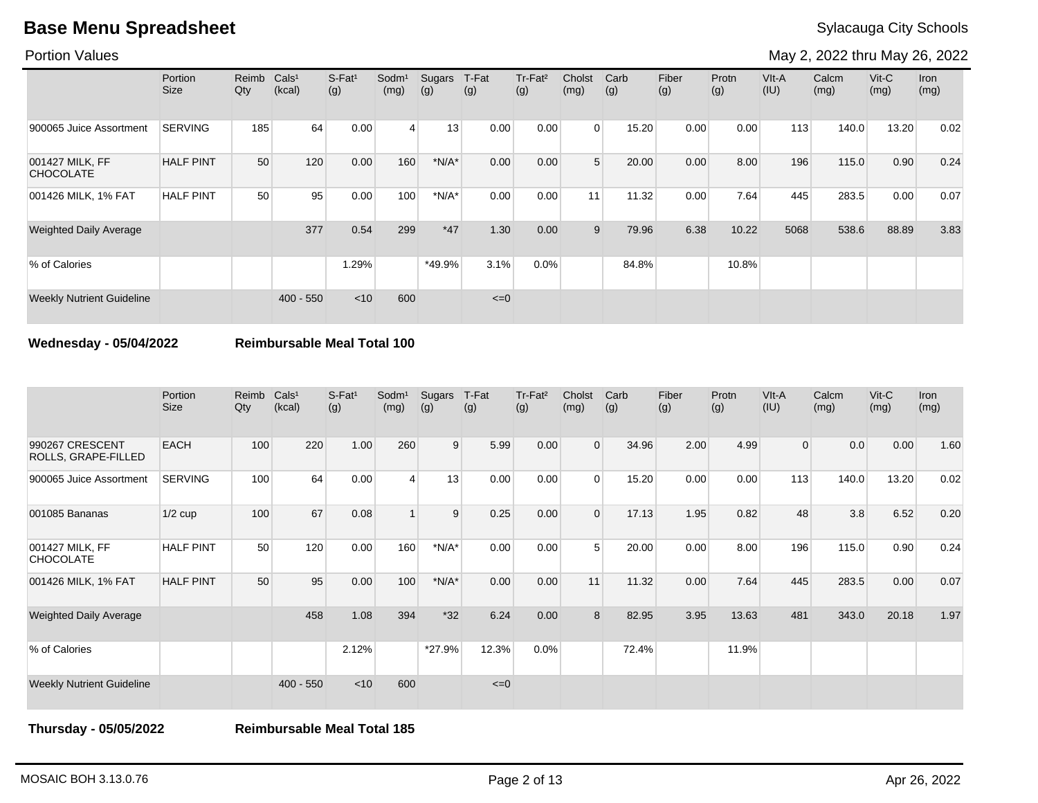# Base Menu Spreadsheet

Sylacauga City Schools

Portion Values

May 2, 2022 thru May 26, 2022

| | Portion Size | Reimb Qty | Cals[1] (kcal) | S-Fat[1] (g) | Sodm[1] (mg) | Sugars (g) | T-Fat (g) | Tr-Fat[2] (g) | Cholst (mg) | Carb (g) | Fiber (g) | Protn (g) | VIt-A (IU) | Calcm (mg) | Vit-C (mg) | Iron (mg) |
|---|---|---|---|---|---|---|---|---|---|---|---|---|---|---|---|---|
| 900065 Juice Assortment | SERVING | 185 | 64 | 0.00 | 4 | 13 | 0.00 | 0.00 | 0 | 15.20 | 0.00 | 0.00 | 113 | 140.0 | 13.20 | 0.02 |
| 001427 MILK, FF CHOCOLATE | HALF PINT | 50 | 120 | 0.00 | 160 | *N/A* | 0.00 | 0.00 | 5 | 20.00 | 0.00 | 8.00 | 196 | 115.0 | 0.90 | 0.24 |
| 001426 MILK, 1% FAT | HALF PINT | 50 | 95 | 0.00 | 100 | *N/A* | 0.00 | 0.00 | 11 | 11.32 | 0.00 | 7.64 | 445 | 283.5 | 0.00 | 0.07 |
| Weighted Daily Average | | | 377 | 0.54 | 299 | *47 | 1.30 | 0.00 | 9 | 79.96 | 6.38 | 10.22 | 5068 | 538.6 | 88.89 | 3.83 |
| % of Calories | | | | 1.29% | | *49.9% | 3.1% | 0.0% | | 84.8% | | 10.8% | | | | |
| Weekly Nutrient Guideline | | | 400 - 550 | <10 | 600 | | <=0 | | | | | | | | | |

**Wednesday - 05/04/2022** **Reimbursable Meal Total 100**

| | Portion Size | Reimb Qty | Cals[1] (kcal) | S-Fat[1] (g) | Sodm[1] (mg) | Sugars (g) | T-Fat (g) | Tr-Fat[2] (g) | Cholst (mg) | Carb (g) | Fiber (g) | Protn (g) | VIt-A (IU) | Calcm (mg) | Vit-C (mg) | Iron (mg) |
|---|---|---|---|---|---|---|---|---|---|---|---|---|---|---|---|---|
| 990267 CRESCENT ROLLS, GRAPE-FILLED | EACH | 100 | 220 | 1.00 | 260 | 9 | 5.99 | 0.00 | 0 | 34.96 | 2.00 | 4.99 | 0 | 0.0 | 0.00 | 1.60 |
| 900065 Juice Assortment | SERVING | 100 | 64 | 0.00 | 4 | 13 | 0.00 | 0.00 | 0 | 15.20 | 0.00 | 0.00 | 113 | 140.0 | 13.20 | 0.02 |
| 001085 Bananas | 1/2 cup | 100 | 67 | 0.08 | 1 | 9 | 0.25 | 0.00 | 0 | 17.13 | 1.95 | 0.82 | 48 | 3.8 | 6.52 | 0.20 |
| 001427 MILK, FF CHOCOLATE | HALF PINT | 50 | 120 | 0.00 | 160 | *N/A* | 0.00 | 0.00 | 5 | 20.00 | 0.00 | 8.00 | 196 | 115.0 | 0.90 | 0.24 |
| 001426 MILK, 1% FAT | HALF PINT | 50 | 95 | 0.00 | 100 | *N/A* | 0.00 | 0.00 | 11 | 11.32 | 0.00 | 7.64 | 445 | 283.5 | 0.00 | 0.07 |
| Weighted Daily Average | | | 458 | 1.08 | 394 | *32 | 6.24 | 0.00 | 8 | 82.95 | 3.95 | 13.63 | 481 | 343.0 | 20.18 | 1.97 |
| % of Calories | | | | 2.12% | | *27.9% | 12.3% | 0.0% | | 72.4% | | 11.9% | | | | |
| Weekly Nutrient Guideline | | | 400 - 550 | <10 | 600 | | <=0 | | | | | | | | | |

**Thursday - 05/05/2022** **Reimbursable Meal Total 185**

MOSAIC BOH 3.13.0.76 Apr 26, 2022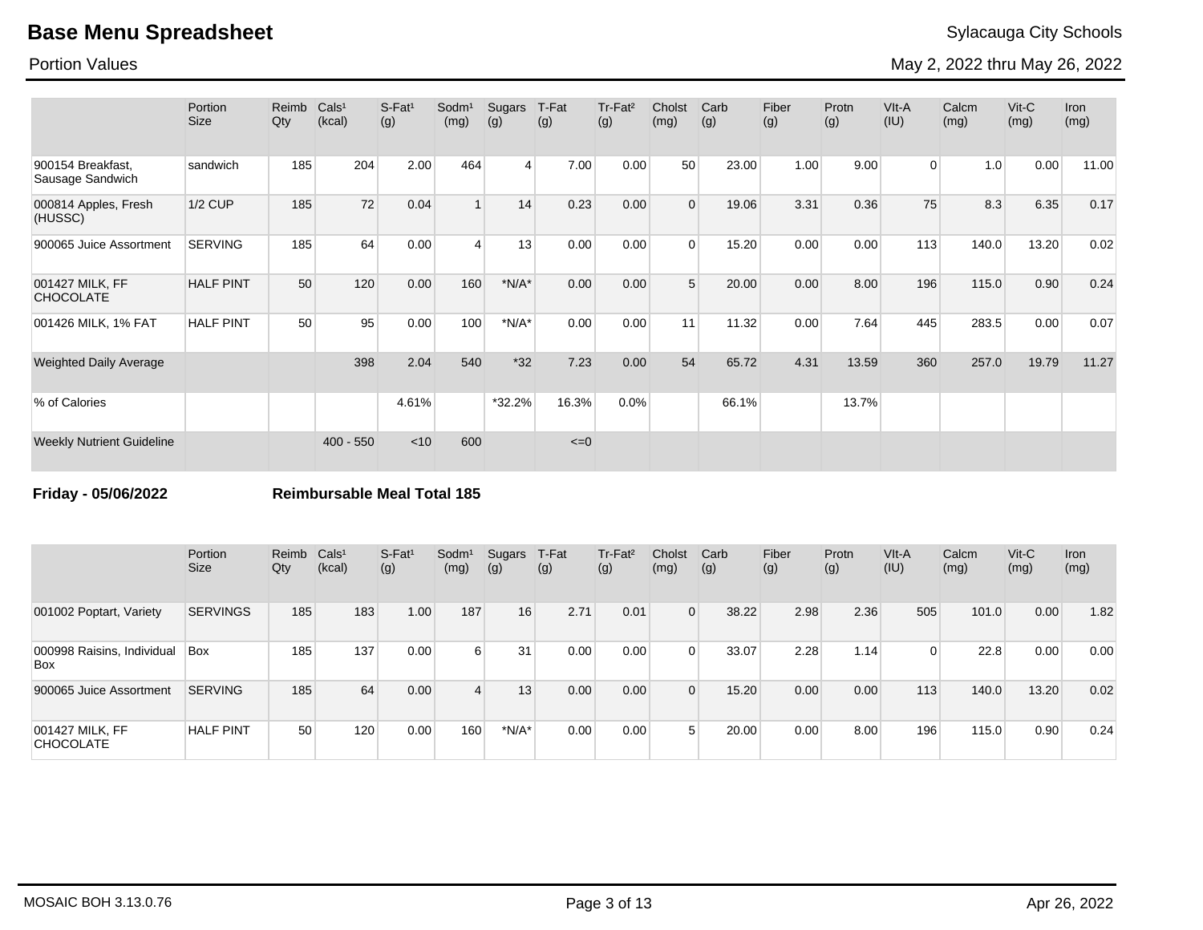| | Portion Size | Reimb Qty | Cals¹ (kcal) | S-Fat¹ (g) | Sodm¹ (mg) | Sugars (g) | T-Fat (g) | Tr-Fat² (g) | Cholst (mg) | Carb (g) | Fiber (g) | Protn (g) | VIt-A (IU) | Calcm (mg) | Vit-C (mg) | Iron (mg) |
|---|---|---|---|---|---|---|---|---|---|---|---|---|---|---|---|---|
| 900154 Breakfast, Sausage Sandwich | sandwich | 185 | 204 | 2.00 | 464 | 4 | 7.00 | 0.00 | 50 | 23.00 | 1.00 | 9.00 | 0 | 1.0 | 0.00 | 11.00 |
| 000814 Apples, Fresh (HUSSC) | 1/2 CUP | 185 | 72 | 0.04 | 1 | 14 | 0.23 | 0.00 | 0 | 19.06 | 3.31 | 0.36 | 75 | 8.3 | 6.35 | 0.17 |
| 900065 Juice Assortment | SERVING | 185 | 64 | 0.00 | 4 | 13 | 0.00 | 0.00 | 0 | 15.20 | 0.00 | 0.00 | 113 | 140.0 | 13.20 | 0.02 |
| 001427 MILK, FF CHOCOLATE | HALF PINT | 50 | 120 | 0.00 | 160 | *N/A* | 0.00 | 0.00 | 5 | 20.00 | 0.00 | 8.00 | 196 | 115.0 | 0.90 | 0.24 |
| 001426 MILK, 1% FAT | HALF PINT | 50 | 95 | 0.00 | 100 | *N/A* | 0.00 | 0.00 | 11 | 11.32 | 0.00 | 7.64 | 445 | 283.5 | 0.00 | 0.07 |
| Weighted Daily Average | | | 398 | 2.04 | 540 | *32 | 7.23 | 0.00 | 54 | 65.72 | 4.31 | 13.59 | 360 | 257.0 | 19.79 | 11.27 |
| % of Calories | | | | 4.61% | | *32.2% | 16.3% | 0.0% | | 66.1% | | 13.7% | | | | |
| Weekly Nutrient Guideline | | | 400 - 550 | <10 | 600 | | <=0 | | | | | | | | | |

**Friday - 05/06/2022** **Reimbursable Meal Total 185**

| | Portion Size | Reimb Qty | Cals¹ (kcal) | S-Fat¹ (g) | Sodm¹ (mg) | Sugars (g) | T-Fat (g) | Tr-Fat² (g) | Cholst (mg) | Carb (g) | Fiber (g) | Protn (g) | VIt-A (IU) | Calcm (mg) | Vit-C (mg) | Iron (mg) |
|---|---|---|---|---|---|---|---|---|---|---|---|---|---|---|---|---|
| 001002 Poptart, Variety | SERVINGS | 185 | 183 | 1.00 | 187 | 16 | 2.71 | 0.01 | 0 | 38.22 | 2.98 | 2.36 | 505 | 101.0 | 0.00 | 1.82 |
| 000998 Raisins, Individual Box | Box | 185 | 137 | 0.00 | 6 | 31 | 0.00 | 0.00 | 0 | 33.07 | 2.28 | 1.14 | 0 | 22.8 | 0.00 | 0.00 |
| 900065 Juice Assortment | SERVING | 185 | 64 | 0.00 | 4 | 13 | 0.00 | 0.00 | 0 | 15.20 | 0.00 | 0.00 | 113 | 140.0 | 13.20 | 0.02 |
| 001427 MILK, FF CHOCOLATE | HALF PINT | 50 | 120 | 0.00 | 160 | *N/A* | 0.00 | 0.00 | 5 | 20.00 | 0.00 | 8.00 | 196 | 115.0 | 0.90 | 0.24 |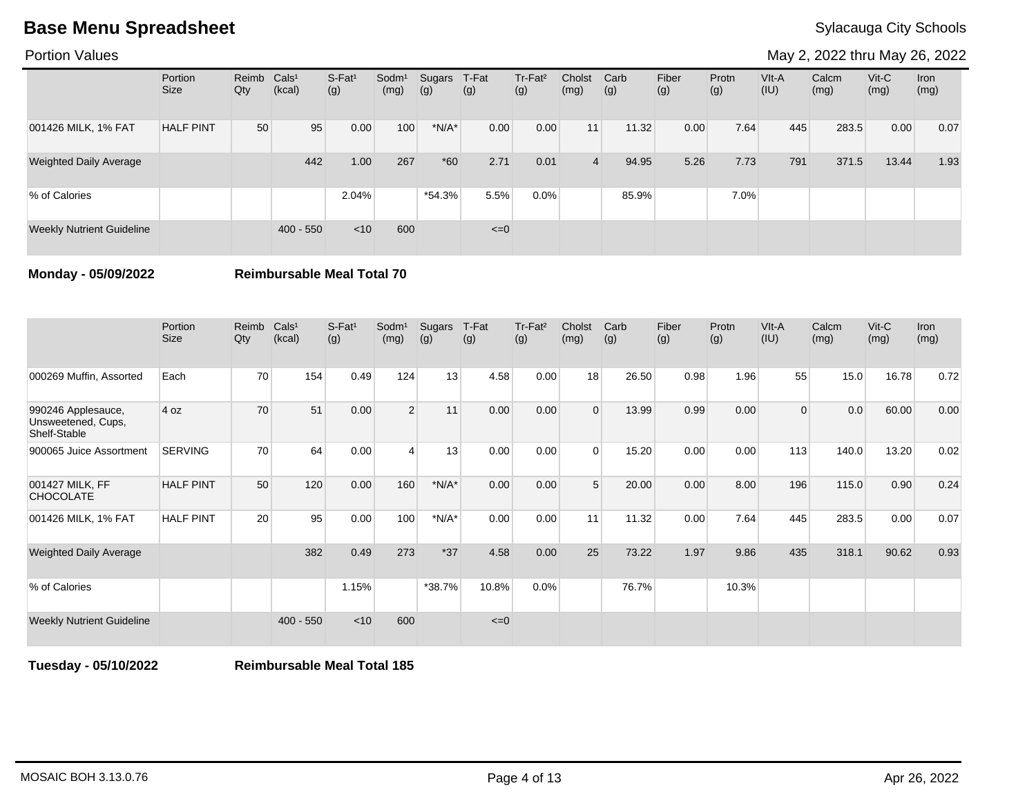# Base Menu Spreadsheet

Sylacauga City Schools

Portion Values

May 2, 2022 thru May 26, 2022

| | Portion Size | Reimb Qty | Cals[1] (kcal) | S-Fat[1] (g) | Sodm[1] (mg) | Sugars (g) | T-Fat (g) | Tr-Fat[2] (g) | Cholst (mg) | Carb (g) | Fiber (g) | Protn (g) | VIt-A (IU) | Calcm (mg) | Vit-C (mg) | Iron (mg) |
|---|---|---|---|---|---|---|---|---|---|---|---|---|---|---|---|---|
| 001426 MILK, 1% FAT | HALF PINT | 50 | 95 | 0.00 | 100 | *N/A* | 0.00 | 0.00 | 11 | 11.32 | 0.00 | 7.64 | 445 | 283.5 | 0.00 | 0.07 |
| Weighted Daily Average | | | 442 | 1.00 | 267 | *60 | 2.71 | 0.01 | 4 | 94.95 | 5.26 | 7.73 | 791 | 371.5 | 13.44 | 1.93 |
| % of Calories | | | | 2.04% | | *54.3% | 5.5% | 0.0% | | 85.9% | | 7.0% | | | | |
| Weekly Nutrient Guideline | | | 400 - 550 | <10 | 600 | | <=0 | | | | | | | | | |

**Monday - 05/09/2022** **Reimbursable Meal Total 70**

| | Portion Size | Reimb Qty | Cals[1] (kcal) | S-Fat[1] (g) | Sodm[1] (mg) | Sugars (g) | T-Fat (g) | Tr-Fat[2] (g) | Cholst (mg) | Carb (g) | Fiber (g) | Protn (g) | VIt-A (IU) | Calcm (mg) | Vit-C (mg) | Iron (mg) |
|---|---|---|---|---|---|---|---|---|---|---|---|---|---|---|---|---|
| 000269 Muffin, Assorted | Each | 70 | 154 | 0.49 | 124 | 13 | 4.58 | 0.00 | 18 | 26.50 | 0.98 | 1.96 | 55 | 15.0 | 16.78 | 0.72 |
| 990246 Applesauce, Unsweetened, Cups, Shelf-Stable | 4 oz | 70 | 51 | 0.00 | 2 | 11 | 0.00 | 0.00 | 0 | 13.99 | 0.99 | 0.00 | 0 | 0.0 | 60.00 | 0.00 |
| 900065 Juice Assortment | SERVING | 70 | 64 | 0.00 | 4 | 13 | 0.00 | 0.00 | 0 | 15.20 | 0.00 | 0.00 | 113 | 140.0 | 13.20 | 0.02 |
| 001427 MILK, FF CHOCOLATE | HALF PINT | 50 | 120 | 0.00 | 160 | *N/A* | 0.00 | 0.00 | 5 | 20.00 | 0.00 | 8.00 | 196 | 115.0 | 0.90 | 0.24 |
| 001426 MILK, 1% FAT | HALF PINT | 20 | 95 | 0.00 | 100 | *N/A* | 0.00 | 0.00 | 11 | 11.32 | 0.00 | 7.64 | 445 | 283.5 | 0.00 | 0.07 |
| Weighted Daily Average | | | 382 | 0.49 | 273 | *37 | 4.58 | 0.00 | 25 | 73.22 | 1.97 | 9.86 | 435 | 318.1 | 90.62 | 0.93 |
| % of Calories | | | | 1.15% | | *38.7% | 10.8% | 0.0% | | 76.7% | | 10.3% | | | | |
| Weekly Nutrient Guideline | | | 400 - 550 | <10 | 600 | | <=0 | | | | | | | | | |

**Tuesday - 05/10/2022** **Reimbursable Meal Total 185**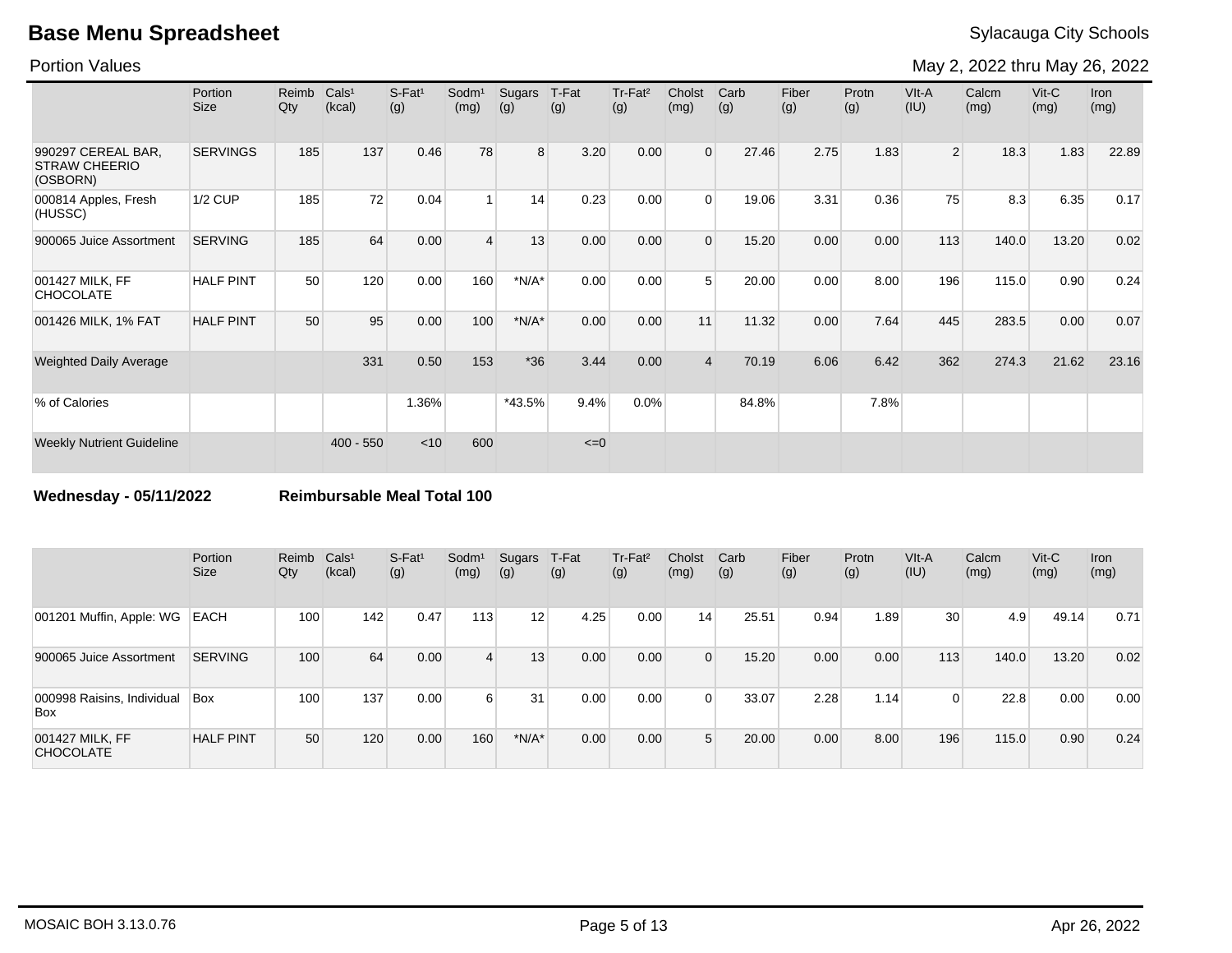# Base Menu Spreadsheet

Sylacauga City Schools

Portion Values

May 2, 2022 thru May 26, 2022

| | Portion Size | Reimb Qty | Cals[1] (kcal) | S-Fat[1] (g) | Sodm[1] (mg) | Sugars (g) | T-Fat (g) | Tr-Fat[2] (g) | Cholst (mg) | Carb (g) | Fiber (g) | Protn (g) | VIt-A (IU) | Calcm (mg) | Vit-C (mg) | Iron (mg) |
|---|---|---|---|---|---|---|---|---|---|---|---|---|---|---|---|---|
| 990297 CEREAL BAR, STRAW CHEERIO (OSBORN) | SERVINGS | 185 | 137 | 0.46 | 78 | 8 | 3.20 | 0.00 | 0 | 27.46 | 2.75 | 1.83 | 2 | 18.3 | 1.83 | 22.89 |
| 000814 Apples, Fresh (HUSSC) | 1/2 CUP | 185 | 72 | 0.04 | 1 | 14 | 0.23 | 0.00 | 0 | 19.06 | 3.31 | 0.36 | 75 | 8.3 | 6.35 | 0.17 |
| 900065 Juice Assortment | SERVING | 185 | 64 | 0.00 | 4 | 13 | 0.00 | 0.00 | 0 | 15.20 | 0.00 | 0.00 | 113 | 140.0 | 13.20 | 0.02 |
| 001427 MILK, FF CHOCOLATE | HALF PINT | 50 | 120 | 0.00 | 160 | *N/A* | 0.00 | 0.00 | 5 | 20.00 | 0.00 | 8.00 | 196 | 115.0 | 0.90 | 0.24 |
| 001426 MILK, 1% FAT | HALF PINT | 50 | 95 | 0.00 | 100 | *N/A* | 0.00 | 0.00 | 11 | 11.32 | 0.00 | 7.64 | 445 | 283.5 | 0.00 | 0.07 |
| Weighted Daily Average | | | 331 | 0.50 | 153 | *36 | 3.44 | 0.00 | 4 | 70.19 | 6.06 | 6.42 | 362 | 274.3 | 21.62 | 23.16 |
| % of Calories | | | | 1.36% | | *43.5% | 9.4% | 0.0% | | 84.8% | | 7.8% | | | | |
| Weekly Nutrient Guideline | | | 400 - 550 | <10 | 600 | | <=0 | | | | | | | | | |

**Wednesday - 05/11/2022** **Reimbursable Meal Total 100**

| | Portion Size | Reimb Qty | Cals[1] (kcal) | S-Fat[1] (g) | Sodm[1] (mg) | Sugars (g) | T-Fat (g) | Tr-Fat[2] (g) | Cholst (mg) | Carb (g) | Fiber (g) | Protn (g) | VIt-A (IU) | Calcm (mg) | Vit-C (mg) | Iron (mg) |
|---|---|---|---|---|---|---|---|---|---|---|---|---|---|---|---|---|
| 001201 Muffin, Apple: WG | EACH | 100 | 142 | 0.47 | 113 | 12 | 4.25 | 0.00 | 14 | 25.51 | 0.94 | 1.89 | 30 | 4.9 | 49.14 | 0.71 |
| 900065 Juice Assortment | SERVING | 100 | 64 | 0.00 | 4 | 13 | 0.00 | 0.00 | 0 | 15.20 | 0.00 | 0.00 | 113 | 140.0 | 13.20 | 0.02 |
| 000998 Raisins, Individual Box | Box | 100 | 137 | 0.00 | 6 | 31 | 0.00 | 0.00 | 0 | 33.07 | 2.28 | 1.14 | 0 | 22.8 | 0.00 | 0.00 |
| 001427 MILK, FF CHOCOLATE | HALF PINT | 50 | 120 | 0.00 | 160 | *N/A* | 0.00 | 0.00 | 5 | 20.00 | 0.00 | 8.00 | 196 | 115.0 | 0.90 | 0.24 |

MOSAIC BOH 3.13.0.76

Apr 26, 2022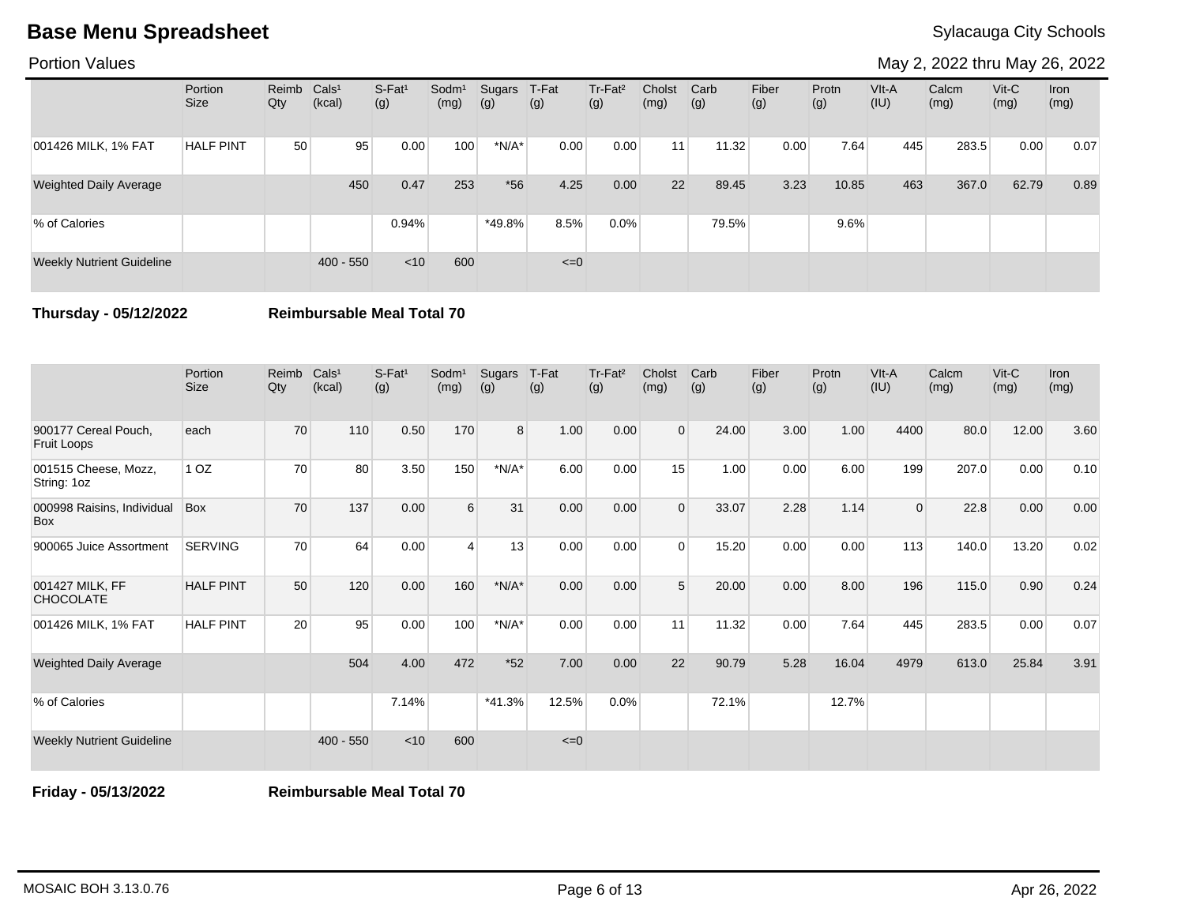# Base Menu Spreadsheet

Sylacauga City Schools

Portion Values

May 2, 2022 thru May 26, 2022

| | Portion Size | Reimb Qty | Cals[1] (kcal) | S-Fat[1] (g) | Sodm[1] (mg) | Sugars (g) | T-Fat (g) | Tr-Fat[2] (g) | Cholst (mg) | Carb (g) | Fiber (g) | Protn (g) | VIt-A (IU) | Calcm (mg) | Vit-C (mg) | Iron (mg) |
|---|---|---|---|---|---|---|---|---|---|---|---|---|---|---|---|---|
| 001426 MILK, 1% FAT | HALF PINT | 50 | 95 | 0.00 | 100 | *N/A* | 0.00 | 0.00 | 11 | 11.32 | 0.00 | 7.64 | 445 | 283.5 | 0.00 | 0.07 |
| Weighted Daily Average | | | 450 | 0.47 | 253 | *56 | 4.25 | 0.00 | 22 | 89.45 | 3.23 | 10.85 | 463 | 367.0 | 62.79 | 0.89 |
| % of Calories | | | | 0.94% | | *49.8% | 8.5% | 0.0% | | 79.5% | | 9.6% | | | | |
| Weekly Nutrient Guideline | | | 400 - 550 | <10 | 600 | | <=0 | | | | | | | | | |

**Thursday - 05/12/2022** **Reimbursable Meal Total 70**

| | Portion Size | Reimb Qty | Cals[1] (kcal) | S-Fat[1] (g) | Sodm[1] (mg) | Sugars (g) | T-Fat (g) | Tr-Fat[2] (g) | Cholst (mg) | Carb (g) | Fiber (g) | Protn (g) | VIt-A (IU) | Calcm (mg) | Vit-C (mg) | Iron (mg) |
|---|---|---|---|---|---|---|---|---|---|---|---|---|---|---|---|---|
| 900177 Cereal Pouch, Fruit Loops | each | 70 | 110 | 0.50 | 170 | 8 | 1.00 | 0.00 | 0 | 24.00 | 3.00 | 1.00 | 4400 | 80.0 | 12.00 | 3.60 |
| 001515 Cheese, Mozz, String: 1oz | 1 OZ | 70 | 80 | 3.50 | 150 | *N/A* | 6.00 | 0.00 | 15 | 1.00 | 0.00 | 6.00 | 199 | 207.0 | 0.00 | 0.10 |
| 000998 Raisins, Individual Box | Box | 70 | 137 | 0.00 | 6 | 31 | 0.00 | 0.00 | 0 | 33.07 | 2.28 | 1.14 | 0 | 22.8 | 0.00 | 0.00 |
| 900065 Juice Assortment | SERVING | 70 | 64 | 0.00 | 4 | 13 | 0.00 | 0.00 | 0 | 15.20 | 0.00 | 0.00 | 113 | 140.0 | 13.20 | 0.02 |
| 001427 MILK, FF CHOCOLATE | HALF PINT | 50 | 120 | 0.00 | 160 | *N/A* | 0.00 | 0.00 | 5 | 20.00 | 0.00 | 8.00 | 196 | 115.0 | 0.90 | 0.24 |
| 001426 MILK, 1% FAT | HALF PINT | 20 | 95 | 0.00 | 100 | *N/A* | 0.00 | 0.00 | 11 | 11.32 | 0.00 | 7.64 | 445 | 283.5 | 0.00 | 0.07 |
| Weighted Daily Average | | | 504 | 4.00 | 472 | *52 | 7.00 | 0.00 | 22 | 90.79 | 5.28 | 16.04 | 4979 | 613.0 | 25.84 | 3.91 |
| % of Calories | | | | 7.14% | | *41.3% | 12.5% | 0.0% | | 72.1% | | 12.7% | | | | |
| Weekly Nutrient Guideline | | | 400 - 550 | <10 | 600 | | <=0 | | | | | | | | | |

**Friday - 05/13/2022** **Reimbursable Meal Total 70**

MOSAIC BOH 3.13.0.76 Apr 26, 2022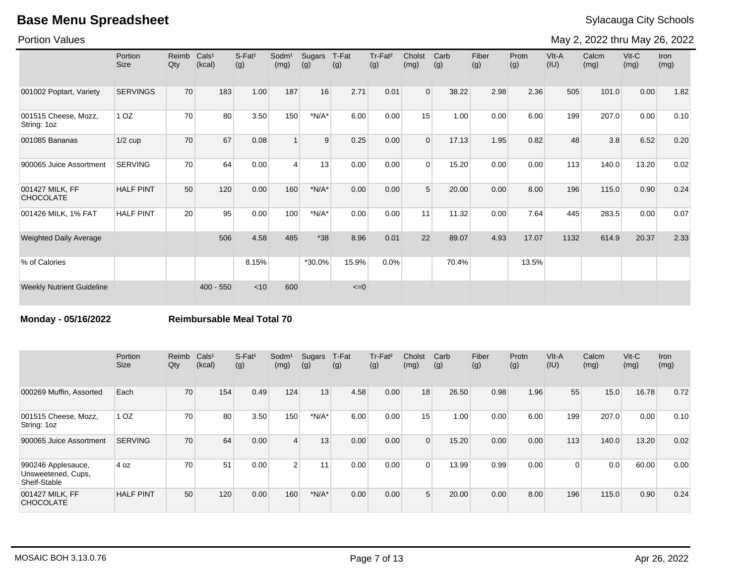# Base Menu Spreadsheet

Sylacauga City Schools

Portion Values

May 2, 2022 thru May 26, 2022

| | Portion Size | Reimb Qty | Cals[1] (kcal) | S-Fat[1] (g) | Sodm[1] (mg) | Sugars (g) | T-Fat (g) | Tr-Fat[2] (g) | Cholst (mg) | Carb (g) | Fiber (g) | Protn (g) | VIt-A (IU) | Calcm (mg) | Vit-C (mg) | Iron (mg) |
|---|---|---|---|---|---|---|---|---|---|---|---|---|---|---|---|---|
| 001002 Poptart, Variety | SERVINGS | 70 | 183 | 1.00 | 187 | 16 | 2.71 | 0.01 | 0 | 38.22 | 2.98 | 2.36 | 505 | 101.0 | 0.00 | 1.82 |
| 001515 Cheese, Mozz, String: 1oz | 1 OZ | 70 | 80 | 3.50 | 150 | *N/A* | 6.00 | 0.00 | 15 | 1.00 | 0.00 | 6.00 | 199 | 207.0 | 0.00 | 0.10 |
| 001085 Bananas | 1/2 cup | 70 | 67 | 0.08 | 1 | 9 | 0.25 | 0.00 | 0 | 17.13 | 1.95 | 0.82 | 48 | 3.8 | 6.52 | 0.20 |
| 900065 Juice Assortment | SERVING | 70 | 64 | 0.00 | 4 | 13 | 0.00 | 0.00 | 0 | 15.20 | 0.00 | 0.00 | 113 | 140.0 | 13.20 | 0.02 |
| 001427 MILK, FF CHOCOLATE | HALF PINT | 50 | 120 | 0.00 | 160 | *N/A* | 0.00 | 0.00 | 5 | 20.00 | 0.00 | 8.00 | 196 | 115.0 | 0.90 | 0.24 |
| 001426 MILK, 1% FAT | HALF PINT | 20 | 95 | 0.00 | 100 | *N/A* | 0.00 | 0.00 | 11 | 11.32 | 0.00 | 7.64 | 445 | 283.5 | 0.00 | 0.07 |
| Weighted Daily Average | | | 506 | 4.58 | 485 | *38 | 8.96 | 0.01 | 22 | 89.07 | 4.93 | 17.07 | 1132 | 614.9 | 20.37 | 2.33 |
| % of Calories | | | | 8.15% | | *30.0% | 15.9% | 0.0% | | 70.4% | | 13.5% | | | | |
| Weekly Nutrient Guideline | | | 400 - 550 | <10 | 600 | | <=0 | | | | | | | | | |

**Monday - 05/16/2022** **Reimbursable Meal Total 70**

| | Portion Size | Reimb Qty | Cals[1] (kcal) | S-Fat[1] (g) | Sodm[1] (mg) | Sugars (g) | T-Fat (g) | Tr-Fat[2] (g) | Cholst (mg) | Carb (g) | Fiber (g) | Protn (g) | VIt-A (IU) | Calcm (mg) | Vit-C (mg) | Iron (mg) |
|---|---|---|---|---|---|---|---|---|---|---|---|---|---|---|---|---|
| 000269 Muffin, Assorted | Each | 70 | 154 | 0.49 | 124 | 13 | 4.58 | 0.00 | 18 | 26.50 | 0.98 | 1.96 | 55 | 15.0 | 16.78 | 0.72 |
| 001515 Cheese, Mozz, String: 1oz | 1 OZ | 70 | 80 | 3.50 | 150 | *N/A* | 6.00 | 0.00 | 15 | 1.00 | 0.00 | 6.00 | 199 | 207.0 | 0.00 | 0.10 |
| 900065 Juice Assortment | SERVING | 70 | 64 | 0.00 | 4 | 13 | 0.00 | 0.00 | 0 | 15.20 | 0.00 | 0.00 | 113 | 140.0 | 13.20 | 0.02 |
| 990246 Applesauce, Unsweetened, Cups, Shelf-Stable | 4 oz | 70 | 51 | 0.00 | 2 | 11 | 0.00 | 0.00 | 0 | 13.99 | 0.99 | 0.00 | 0 | 0.0 | 60.00 | 0.00 |
| 001427 MILK, FF CHOCOLATE | HALF PINT | 50 | 120 | 0.00 | 160 | *N/A* | 0.00 | 0.00 | 5 | 20.00 | 0.00 | 8.00 | 196 | 115.0 | 0.90 | 0.24 |

MOSAIC BOH 3.13.0.76 Apr 26, 2022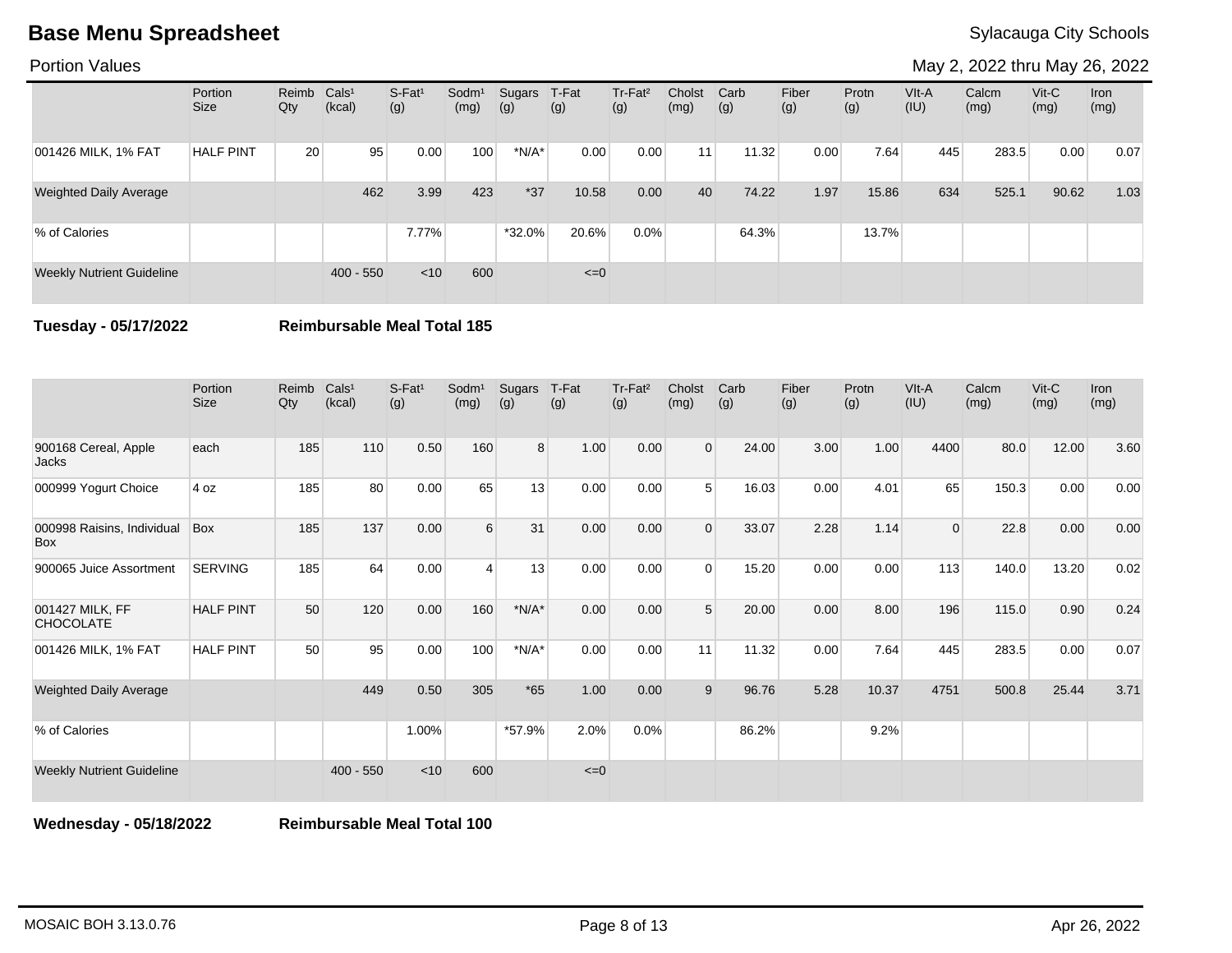# Base Menu Spreadsheet

Sylacauga City Schools

Portion Values

May 2, 2022 thru May 26, 2022

| | Portion Size | Reimb Qty | Cals[1] (kcal) | S-Fat[1] (g) | Sodm[1] (mg) | Sugars (g) | T-Fat (g) | Tr-Fat[2] (g) | Cholst (mg) | Carb (g) | Fiber (g) | Protn (g) | VIt-A (IU) | Calcm (mg) | Vit-C (mg) | Iron (mg) |
|---|---|---|---|---|---|---|---|---|---|---|---|---|---|---|---|---|
| 001426 MILK, 1% FAT | HALF PINT | 20 | 95 | 0.00 | 100 | *N/A* | 0.00 | 0.00 | 11 | 11.32 | 0.00 | 7.64 | 445 | 283.5 | 0.00 | 0.07 |
| Weighted Daily Average | | | 462 | 3.99 | 423 | *37 | 10.58 | 0.00 | 40 | 74.22 | 1.97 | 15.86 | 634 | 525.1 | 90.62 | 1.03 |
| % of Calories | | | | 7.77% | | *32.0% | 20.6% | 0.0% | | 64.3% | | 13.7% | | | | |
| Weekly Nutrient Guideline | | | 400 - 550 | <10 | 600 | | <=0 | | | | | | | | | |

**Tuesday - 05/17/2022** **Reimbursable Meal Total 185**

| | Portion Size | Reimb Qty | Cals[1] (kcal) | S-Fat[1] (g) | Sodm[1] (mg) | Sugars (g) | T-Fat (g) | Tr-Fat[2] (g) | Cholst (mg) | Carb (g) | Fiber (g) | Protn (g) | VIt-A (IU) | Calcm (mg) | Vit-C (mg) | Iron (mg) |
|---|---|---|---|---|---|---|---|---|---|---|---|---|---|---|---|---|
| 900168 Cereal, Apple Jacks | each | 185 | 110 | 0.50 | 160 | 8 | 1.00 | 0.00 | 0 | 24.00 | 3.00 | 1.00 | 4400 | 80.0 | 12.00 | 3.60 |
| 000999 Yogurt Choice | 4 oz | 185 | 80 | 0.00 | 65 | 13 | 0.00 | 0.00 | 5 | 16.03 | 0.00 | 4.01 | 65 | 150.3 | 0.00 | 0.00 |
| 000998 Raisins, Individual Box | Box | 185 | 137 | 0.00 | 6 | 31 | 0.00 | 0.00 | 0 | 33.07 | 2.28 | 1.14 | 0 | 22.8 | 0.00 | 0.00 |
| 900065 Juice Assortment | SERVING | 185 | 64 | 0.00 | 4 | 13 | 0.00 | 0.00 | 0 | 15.20 | 0.00 | 0.00 | 113 | 140.0 | 13.20 | 0.02 |
| 001427 MILK, FF CHOCOLATE | HALF PINT | 50 | 120 | 0.00 | 160 | *N/A* | 0.00 | 0.00 | 5 | 20.00 | 0.00 | 8.00 | 196 | 115.0 | 0.90 | 0.24 |
| 001426 MILK, 1% FAT | HALF PINT | 50 | 95 | 0.00 | 100 | *N/A* | 0.00 | 0.00 | 11 | 11.32 | 0.00 | 7.64 | 445 | 283.5 | 0.00 | 0.07 |
| Weighted Daily Average | | | 449 | 0.50 | 305 | *65 | 1.00 | 0.00 | 9 | 96.76 | 5.28 | 10.37 | 4751 | 500.8 | 25.44 | 3.71 |
| % of Calories | | | | 1.00% | | *57.9% | 2.0% | 0.0% | | 86.2% | | 9.2% | | | | |
| Weekly Nutrient Guideline | | | 400 - 550 | <10 | 600 | | <=0 | | | | | | | | | |

**Wednesday - 05/18/2022** **Reimbursable Meal Total 100**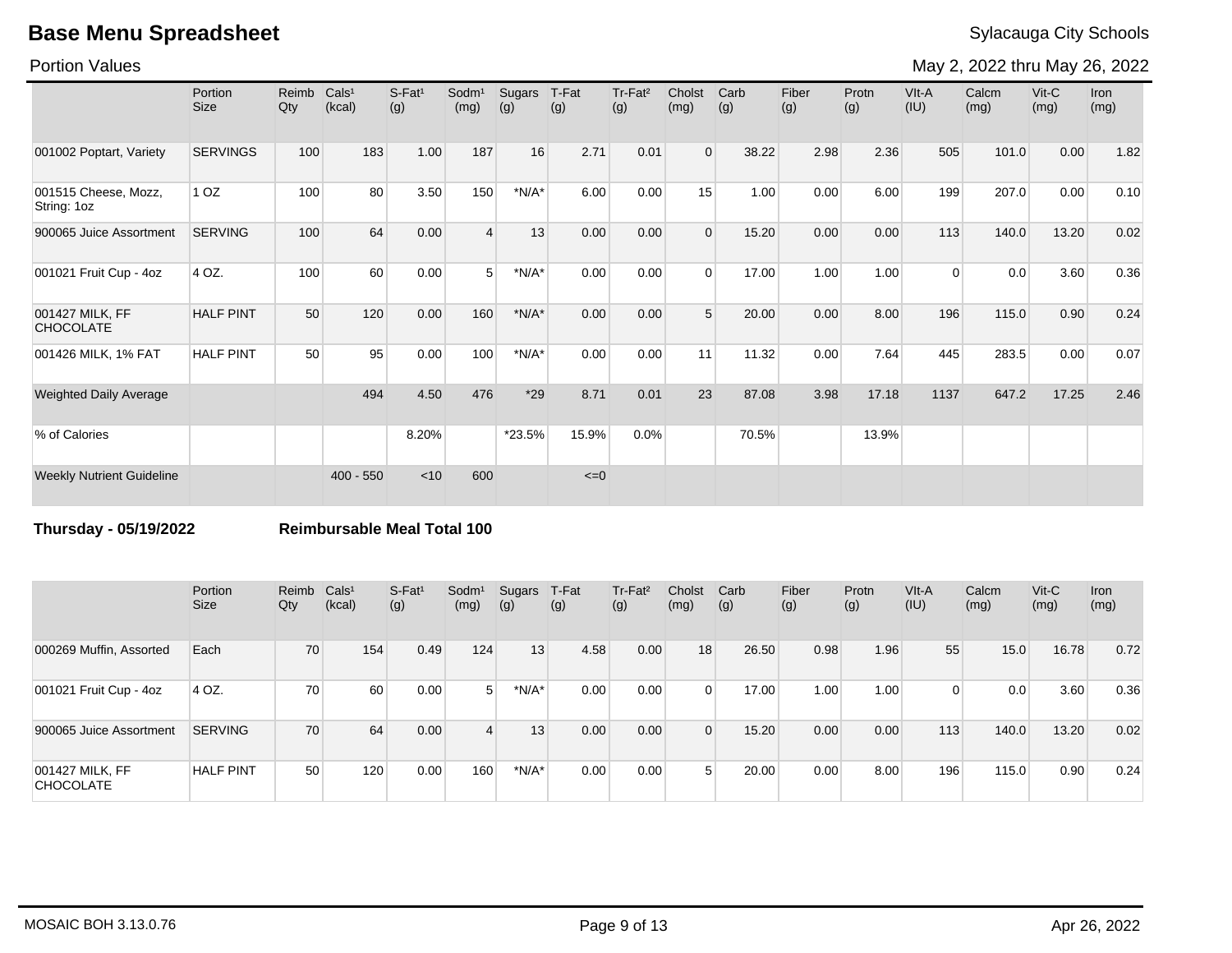# Base Menu Spreadsheet

Sylacauga City Schools

Portion Values

May 2, 2022 thru May 26, 2022

| | Portion Size | Reimb Qty | Cals[1] (kcal) | S-Fat[1] (g) | Sodm[1] (mg) | Sugars (g) | T-Fat (g) | Tr-Fat[2] (g) | Cholst (mg) | Carb (g) | Fiber (g) | Protn (g) | VIt-A (IU) | Calcm (mg) | Vit-C (mg) | Iron (mg) |
|---|---|---|---|---|---|---|---|---|---|---|---|---|---|---|---|---|
| 001002 Poptart, Variety | SERVINGS | 100 | 183 | 1.00 | 187 | 16 | 2.71 | 0.01 | 0 | 38.22 | 2.98 | 2.36 | 505 | 101.0 | 0.00 | 1.82 |
| 001515 Cheese, Mozz, String: 1oz | 1 OZ | 100 | 80 | 3.50 | 150 | *N/A* | 6.00 | 0.00 | 15 | 1.00 | 0.00 | 6.00 | 199 | 207.0 | 0.00 | 0.10 |
| 900065 Juice Assortment | SERVING | 100 | 64 | 0.00 | 4 | 13 | 0.00 | 0.00 | 0 | 15.20 | 0.00 | 0.00 | 113 | 140.0 | 13.20 | 0.02 |
| 001021 Fruit Cup - 4oz | 4 OZ. | 100 | 60 | 0.00 | 5 | *N/A* | 0.00 | 0.00 | 0 | 17.00 | 1.00 | 1.00 | 0 | 0.0 | 3.60 | 0.36 |
| 001427 MILK, FF CHOCOLATE | HALF PINT | 50 | 120 | 0.00 | 160 | *N/A* | 0.00 | 0.00 | 5 | 20.00 | 0.00 | 8.00 | 196 | 115.0 | 0.90 | 0.24 |
| 001426 MILK, 1% FAT | HALF PINT | 50 | 95 | 0.00 | 100 | *N/A* | 0.00 | 0.00 | 11 | 11.32 | 0.00 | 7.64 | 445 | 283.5 | 0.00 | 0.07 |
| Weighted Daily Average | | | 494 | 4.50 | 476 | *29 | 8.71 | 0.01 | 23 | 87.08 | 3.98 | 17.18 | 1137 | 647.2 | 17.25 | 2.46 |
| % of Calories | | | | 8.20% | | *23.5% | 15.9% | 0.0% | | 70.5% | | 13.9% | | | | |
| Weekly Nutrient Guideline | | | 400 - 550 | <10 | 600 | | <=0 | | | | | | | | | |

**Thursday - 05/19/2022** **Reimbursable Meal Total 100**

| | Portion Size | Reimb Qty | Cals[1] (kcal) | S-Fat[1] (g) | Sodm[1] (mg) | Sugars (g) | T-Fat (g) | Tr-Fat[2] (g) | Cholst (mg) | Carb (g) | Fiber (g) | Protn (g) | VIt-A (IU) | Calcm (mg) | Vit-C (mg) | Iron (mg) |
|---|---|---|---|---|---|---|---|---|---|---|---|---|---|---|---|---|
| 000269 Muffin, Assorted | Each | 70 | 154 | 0.49 | 124 | 13 | 4.58 | 0.00 | 18 | 26.50 | 0.98 | 1.96 | 55 | 15.0 | 16.78 | 0.72 |
| 001021 Fruit Cup - 4oz | 4 OZ. | 70 | 60 | 0.00 | 5 | *N/A* | 0.00 | 0.00 | 0 | 17.00 | 1.00 | 1.00 | 0 | 0.0 | 3.60 | 0.36 |
| 900065 Juice Assortment | SERVING | 70 | 64 | 0.00 | 4 | 13 | 0.00 | 0.00 | 0 | 15.20 | 0.00 | 0.00 | 113 | 140.0 | 13.20 | 0.02 |
| 001427 MILK, FF CHOCOLATE | HALF PINT | 50 | 120 | 0.00 | 160 | *N/A* | 0.00 | 0.00 | 5 | 20.00 | 0.00 | 8.00 | 196 | 115.0 | 0.90 | 0.24 |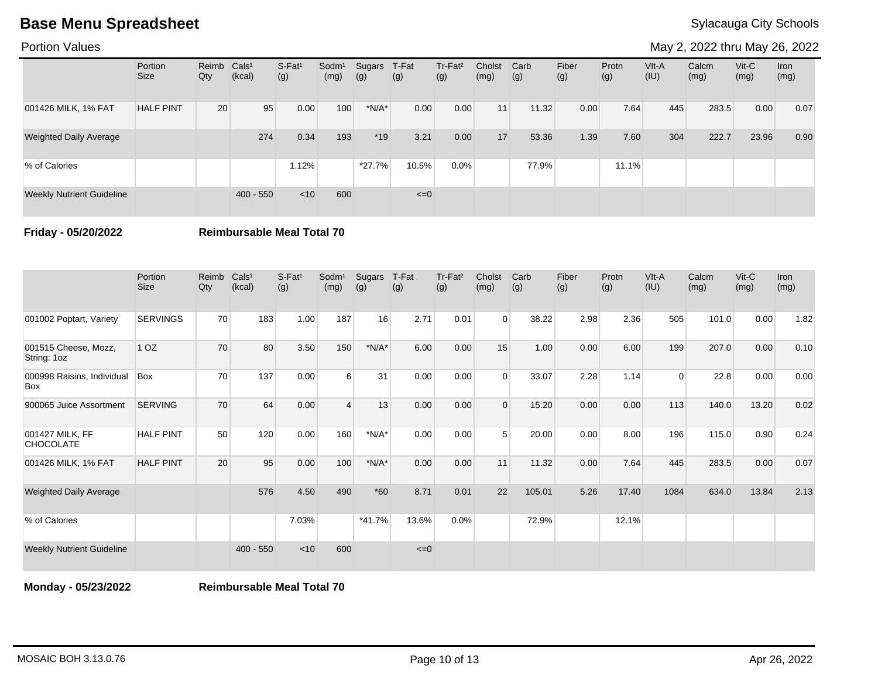# Base Menu Spreadsheet

Sylacauga City Schools

Portion Values

May 2, 2022 thru May 26, 2022

| | Portion Size | Reimb Qty | Cals[1] (kcal) | S-Fat[1] (g) | Sodm[1] (mg) | Sugars (g) | T-Fat (g) | Tr-Fat[2] (g) | Cholst (mg) | Carb (g) | Fiber (g) | Protn (g) | VIt-A (IU) | Calcm (mg) | Vit-C (mg) | Iron (mg) |
|---|---|---|---|---|---|---|---|---|---|---|---|---|---|---|---|---|
| 001426 MILK, 1% FAT | HALF PINT | 20 | 95 | 0.00 | 100 | *N/A* | 0.00 | 0.00 | 11 | 11.32 | 0.00 | 7.64 | 445 | 283.5 | 0.00 | 0.07 |
| Weighted Daily Average | | | 274 | 0.34 | 193 | *19 | 3.21 | 0.00 | 17 | 53.36 | 1.39 | 7.60 | 304 | 222.7 | 23.96 | 0.90 |
| % of Calories | | | | 1.12% | | *27.7% | 10.5% | 0.0% | | 77.9% | | 11.1% | | | | |
| Weekly Nutrient Guideline | | | 400 - 550 | <10 | 600 | | <=0 | | | | | | | | | |

**Friday - 05/20/2022** **Reimbursable Meal Total 70**

| | Portion Size | Reimb Qty | Cals[1] (kcal) | S-Fat[1] (g) | Sodm[1] (mg) | Sugars (g) | T-Fat (g) | Tr-Fat[2] (g) | Cholst (mg) | Carb (g) | Fiber (g) | Protn (g) | VIt-A (IU) | Calcm (mg) | Vit-C (mg) | Iron (mg) |
|---|---|---|---|---|---|---|---|---|---|---|---|---|---|---|---|---|
| 001002 Poptart, Variety | SERVINGS | 70 | 183 | 1.00 | 187 | 16 | 2.71 | 0.01 | 0 | 38.22 | 2.98 | 2.36 | 505 | 101.0 | 0.00 | 1.82 |
| 001515 Cheese, Mozz, String: 1oz | 1 OZ | 70 | 80 | 3.50 | 150 | *N/A* | 6.00 | 0.00 | 15 | 1.00 | 0.00 | 6.00 | 199 | 207.0 | 0.00 | 0.10 |
| 000998 Raisins, Individual Box | Box | 70 | 137 | 0.00 | 6 | 31 | 0.00 | 0.00 | 0 | 33.07 | 2.28 | 1.14 | 0 | 22.8 | 0.00 | 0.00 |
| 900065 Juice Assortment | SERVING | 70 | 64 | 0.00 | 4 | 13 | 0.00 | 0.00 | 0 | 15.20 | 0.00 | 0.00 | 113 | 140.0 | 13.20 | 0.02 |
| 001427 MILK, FF CHOCOLATE | HALF PINT | 50 | 120 | 0.00 | 160 | *N/A* | 0.00 | 0.00 | 5 | 20.00 | 0.00 | 8.00 | 196 | 115.0 | 0.90 | 0.24 |
| 001426 MILK, 1% FAT | HALF PINT | 20 | 95 | 0.00 | 100 | *N/A* | 0.00 | 0.00 | 11 | 11.32 | 0.00 | 7.64 | 445 | 283.5 | 0.00 | 0.07 |
| Weighted Daily Average | | | 576 | 4.50 | 490 | *60 | 8.71 | 0.01 | 22 | 105.01 | 5.26 | 17.40 | 1084 | 634.0 | 13.84 | 2.13 |
| % of Calories | | | | 7.03% | | *41.7% | 13.6% | 0.0% | | 72.9% | | 12.1% | | | | |
| Weekly Nutrient Guideline | | | 400 - 550 | <10 | 600 | | <=0 | | | | | | | | | |

**Monday - 05/23/2022** **Reimbursable Meal Total 70**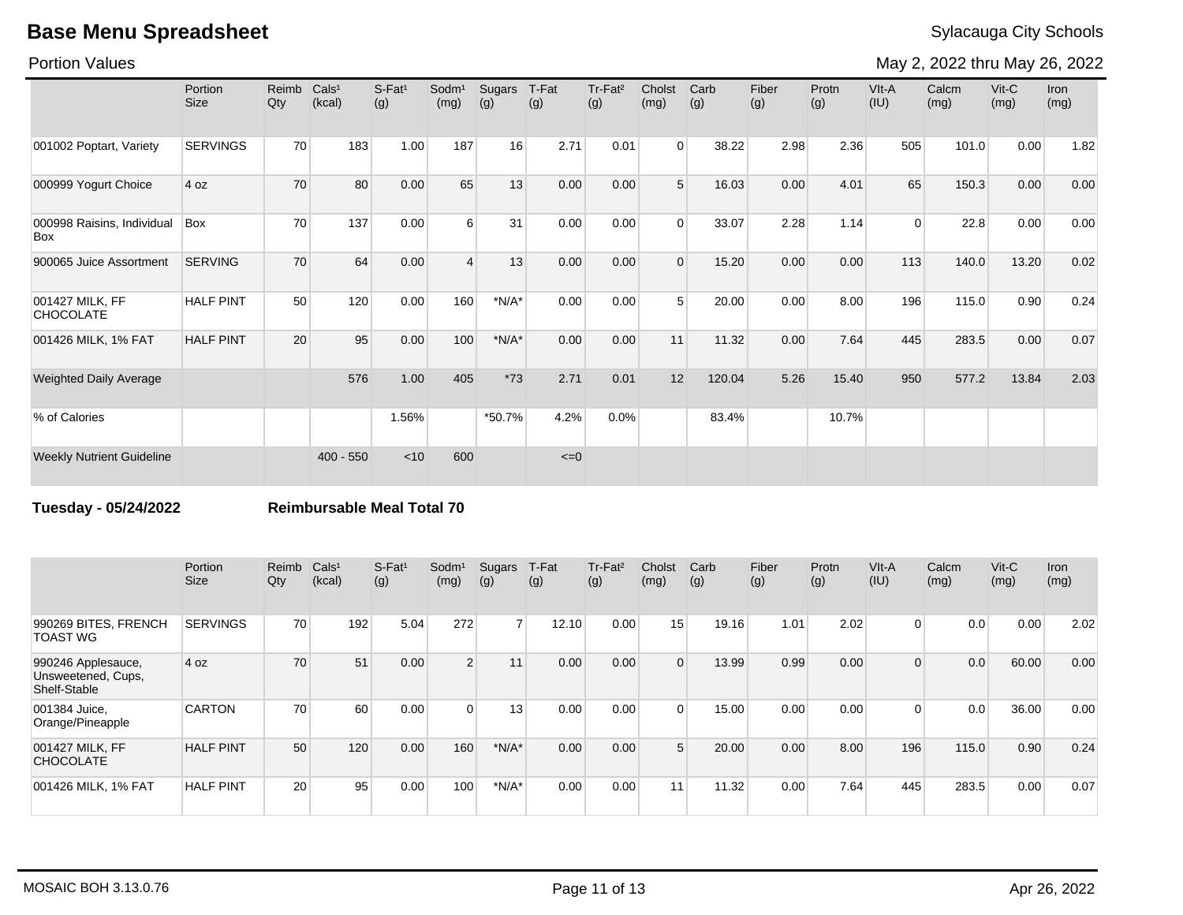# Base Menu Spreadsheet

Sylacauga City Schools

Portion Values

May 2, 2022 thru May 26, 2022

| | Portion Size | Reimb Qty | Cals[1] (kcal) | S-Fat[1] (g) | Sodm[1] (mg) | Sugars (g) | T-Fat (g) | Tr-Fat[2] (g) | Cholst (mg) | Carb (g) | Fiber (g) | Protn (g) | VIt-A (IU) | Calcm (mg) | Vit-C (mg) | Iron (mg) |
|---|---|---|---|---|---|---|---|---|---|---|---|---|---|---|---|---|
| 001002 Poptart, Variety | SERVINGS | 70 | 183 | 1.00 | 187 | 16 | 2.71 | 0.01 | 0 | 38.22 | 2.98 | 2.36 | 505 | 101.0 | 0.00 | 1.82 |
| 000999 Yogurt Choice | 4 oz | 70 | 80 | 0.00 | 65 | 13 | 0.00 | 0.00 | 5 | 16.03 | 0.00 | 4.01 | 65 | 150.3 | 0.00 | 0.00 |
| 000998 Raisins, Individual Box | Box | 70 | 137 | 0.00 | 6 | 31 | 0.00 | 0.00 | 0 | 33.07 | 2.28 | 1.14 | 0 | 22.8 | 0.00 | 0.00 |
| 900065 Juice Assortment | SERVING | 70 | 64 | 0.00 | 4 | 13 | 0.00 | 0.00 | 0 | 15.20 | 0.00 | 0.00 | 113 | 140.0 | 13.20 | 0.02 |
| 001427 MILK, FF CHOCOLATE | HALF PINT | 50 | 120 | 0.00 | 160 | *N/A* | 0.00 | 0.00 | 5 | 20.00 | 0.00 | 8.00 | 196 | 115.0 | 0.90 | 0.24 |
| 001426 MILK, 1% FAT | HALF PINT | 20 | 95 | 0.00 | 100 | *N/A* | 0.00 | 0.00 | 11 | 11.32 | 0.00 | 7.64 | 445 | 283.5 | 0.00 | 0.07 |
| Weighted Daily Average | | | 576 | 1.00 | 405 | *73 | 2.71 | 0.01 | 12 | 120.04 | 5.26 | 15.40 | 950 | 577.2 | 13.84 | 2.03 |
| % of Calories | | | | 1.56% | | *50.7% | 4.2% | 0.0% | | 83.4% | | 10.7% | | | | |
| Weekly Nutrient Guideline | | | 400 - 550 | <10 | 600 | | <=0 | | | | | | | | | |

**Tuesday - 05/24/2022** **Reimbursable Meal Total 70**

| | Portion Size | Reimb Qty | Cals[1] (kcal) | S-Fat[1] (g) | Sodm[1] (mg) | Sugars (g) | T-Fat (g) | Tr-Fat[2] (g) | Cholst (mg) | Carb (g) | Fiber (g) | Protn (g) | VIt-A (IU) | Calcm (mg) | Vit-C (mg) | Iron (mg) |
|---|---|---|---|---|---|---|---|---|---|---|---|---|---|---|---|---|
| 990269 BITES, FRENCH TOAST WG | SERVINGS | 70 | 192 | 5.04 | 272 | 7 | 12.10 | 0.00 | 15 | 19.16 | 1.01 | 2.02 | 0 | 0.0 | 0.00 | 2.02 |
| 990246 Applesauce, Unsweetened, Cups, Shelf-Stable | 4 oz | 70 | 51 | 0.00 | 2 | 11 | 0.00 | 0.00 | 0 | 13.99 | 0.99 | 0.00 | 0 | 0.0 | 60.00 | 0.00 |
| 001384 Juice, Orange/Pineapple | CARTON | 70 | 60 | 0.00 | 0 | 13 | 0.00 | 0.00 | 0 | 15.00 | 0.00 | 0.00 | 0 | 0.0 | 36.00 | 0.00 |
| 001427 MILK, FF CHOCOLATE | HALF PINT | 50 | 120 | 0.00 | 160 | *N/A* | 0.00 | 0.00 | 5 | 20.00 | 0.00 | 8.00 | 196 | 115.0 | 0.90 | 0.24 |
| 001426 MILK, 1% FAT | HALF PINT | 20 | 95 | 0.00 | 100 | *N/A* | 0.00 | 0.00 | 11 | 11.32 | 0.00 | 7.64 | 445 | 283.5 | 0.00 | 0.07 |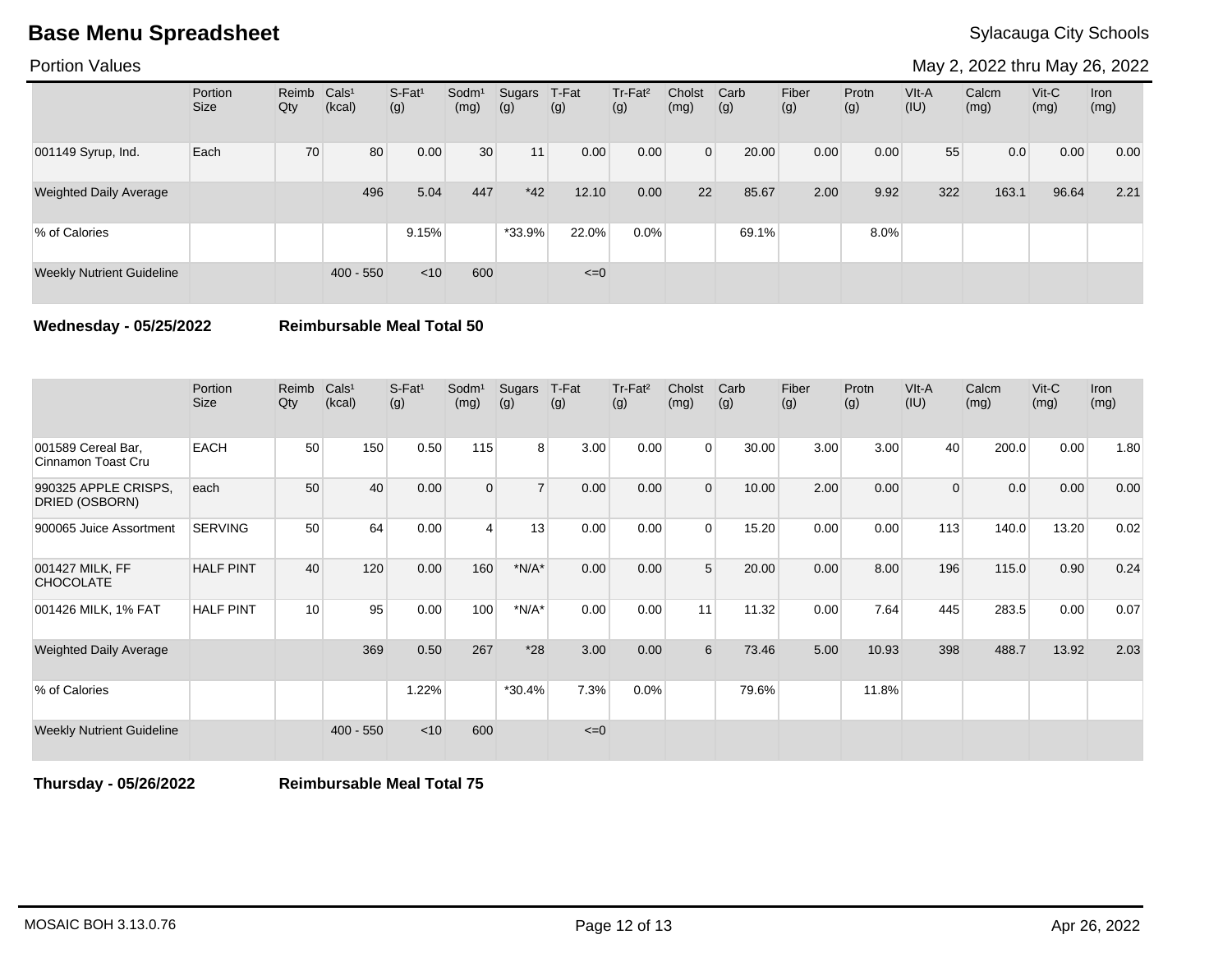# Base Menu Spreadsheet

Sylacauga City Schools

Portion Values

May 2, 2022 thru May 26, 2022

| | Portion Size | Reimb Qty | Cals[1] (kcal) | S-Fat[1] (g) | Sodm[1] (mg) | Sugars (g) | T-Fat (g) | Tr-Fat[2] (g) | Cholst (mg) | Carb (g) | Fiber (g) | Protn (g) | VIt-A (IU) | Calcm (mg) | Vit-C (mg) | Iron (mg) |
|---|---|---|---|---|---|---|---|---|---|---|---|---|---|---|---|---|
| 001149 Syrup, Ind. | Each | 70 | 80 | 0.00 | 30 | 11 | 0.00 | 0.00 | 0 | 20.00 | 0.00 | 0.00 | 55 | 0.0 | 0.00 | 0.00 |
| Weighted Daily Average | | | 496 | 5.04 | 447 | *42 | 12.10 | 0.00 | 22 | 85.67 | 2.00 | 9.92 | 322 | 163.1 | 96.64 | 2.21 |
| % of Calories | | | | 9.15% | | *33.9% | 22.0% | 0.0% | | 69.1% | | 8.0% | | | | |
| Weekly Nutrient Guideline | | | 400 - 550 | <10 | 600 | | <=0 | | | | | | | | | |

**Wednesday - 05/25/2022** **Reimbursable Meal Total 50**

| | Portion Size | Reimb Qty | Cals[1] (kcal) | S-Fat[1] (g) | Sodm[1] (mg) | Sugars (g) | T-Fat (g) | Tr-Fat[2] (g) | Cholst (mg) | Carb (g) | Fiber (g) | Protn (g) | VIt-A (IU) | Calcm (mg) | Vit-C (mg) | Iron (mg) |
|---|---|---|---|---|---|---|---|---|---|---|---|---|---|---|---|---|
| 001589 Cereal Bar, Cinnamon Toast Cru | EACH | 50 | 150 | 0.50 | 115 | 8 | 3.00 | 0.00 | 0 | 30.00 | 3.00 | 3.00 | 40 | 200.0 | 0.00 | 1.80 |
| 990325 APPLE CRISPS, DRIED (OSBORN) | each | 50 | 40 | 0.00 | 0 | 7 | 0.00 | 0.00 | 0 | 10.00 | 2.00 | 0.00 | 0 | 0.0 | 0.00 | 0.00 |
| 900065 Juice Assortment | SERVING | 50 | 64 | 0.00 | 4 | 13 | 0.00 | 0.00 | 0 | 15.20 | 0.00 | 0.00 | 113 | 140.0 | 13.20 | 0.02 |
| 001427 MILK, FF CHOCOLATE | HALF PINT | 40 | 120 | 0.00 | 160 | *N/A* | 0.00 | 0.00 | 5 | 20.00 | 0.00 | 8.00 | 196 | 115.0 | 0.90 | 0.24 |
| 001426 MILK, 1% FAT | HALF PINT | 10 | 95 | 0.00 | 100 | *N/A* | 0.00 | 0.00 | 11 | 11.32 | 0.00 | 7.64 | 445 | 283.5 | 0.00 | 0.07 |
| Weighted Daily Average | | | 369 | 0.50 | 267 | *28 | 3.00 | 0.00 | 6 | 73.46 | 5.00 | 10.93 | 398 | 488.7 | 13.92 | 2.03 |
| % of Calories | | | | 1.22% | | *30.4% | 7.3% | 0.0% | | 79.6% | | 11.8% | | | | |
| Weekly Nutrient Guideline | | | 400 - 550 | <10 | 600 | | <=0 | | | | | | | | | |

**Thursday - 05/26/2022** **Reimbursable Meal Total 75**

MOSAIC BOH 3.13.0.76

Apr 26, 2022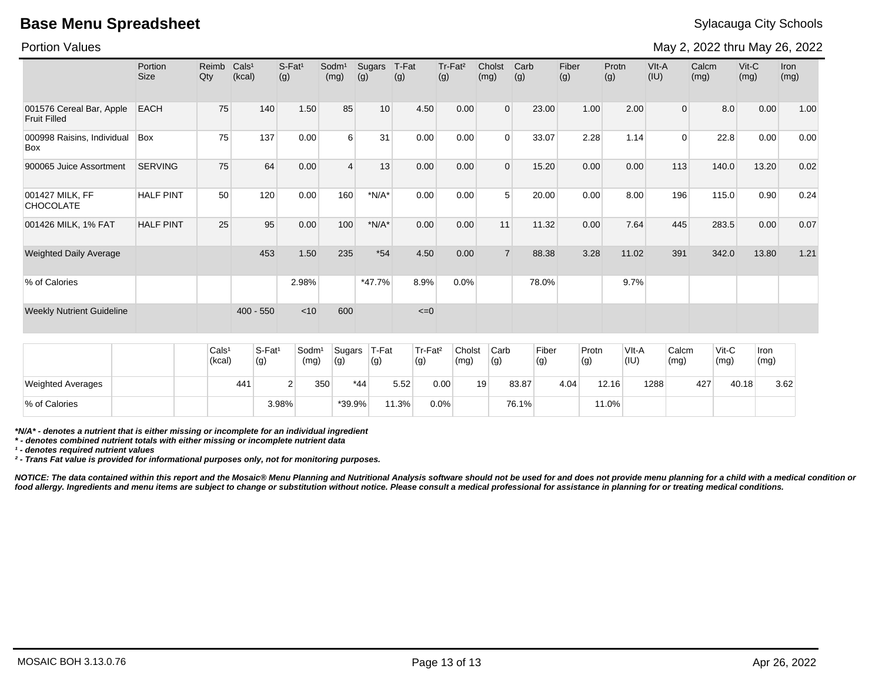# Base Menu Spreadsheet

Sylacauga City Schools

Portion Values

May 2, 2022 thru May 26, 2022

| | Portion Size | Reimb Qty | Cals¹ (kcal) | S-Fat¹ (g) | Sodm¹ (mg) | Sugars (g) | T-Fat (g) | Tr-Fat² (g) | Cholst (mg) | Carb (g) | Fiber (g) | Protn (g) | VIt-A (IU) | Calcm (mg) | Vit-C (mg) | Iron (mg) |
|---|---|---|---|---|---|---|---|---|---|---|---|---|---|---|---|---|
| 001576 Cereal Bar, Apple Fruit Filled | EACH | 75 | 140 | 1.50 | 85 | 10 | 4.50 | 0.00 | 0 | 23.00 | 1.00 | 2.00 | 0 | 8.0 | 0.00 | 1.00 |
| 000998 Raisins, Individual Box | Box | 75 | 137 | 0.00 | 6 | 31 | 0.00 | 0.00 | 0 | 33.07 | 2.28 | 1.14 | 0 | 22.8 | 0.00 | 0.00 |
| 900065 Juice Assortment | SERVING | 75 | 64 | 0.00 | 4 | 13 | 0.00 | 0.00 | 0 | 15.20 | 0.00 | 0.00 | 113 | 140.0 | 13.20 | 0.02 |
| 001427 MILK, FF CHOCOLATE | HALF PINT | 50 | 120 | 0.00 | 160 | *N/A* | 0.00 | 0.00 | 5 | 20.00 | 0.00 | 8.00 | 196 | 115.0 | 0.90 | 0.24 |
| 001426 MILK, 1% FAT | HALF PINT | 25 | 95 | 0.00 | 100 | *N/A* | 0.00 | 0.00 | 11 | 11.32 | 0.00 | 7.64 | 445 | 283.5 | 0.00 | 0.07 |
| Weighted Daily Average | | | 453 | 1.50 | 235 | *54 | 4.50 | 0.00 | 7 | 88.38 | 3.28 | 11.02 | 391 | 342.0 | 13.80 | 1.21 |
| % of Calories | | | | 2.98% | | *47.7% | 8.9% | 0.0% | | 78.0% | | 9.7% | | | | |
| Weekly Nutrient Guideline | | | 400 - 550 | <10 | 600 | | <=0 | | | | | | | | | |

| | | | Cals¹ (kcal) | S-Fat¹ (g) | Sodm¹ (mg) | Sugars (g) | T-Fat (g) | Tr-Fat² (g) | Cholst (mg) | Carb (g) | Fiber (g) | Protn (g) | VIt-A (IU) | Calcm (mg) | Vit-C (mg) | Iron (mg) |
|---|---|---|---|---|---|---|---|---|---|---|---|---|---|---|---|---|
| Weighted Averages | | | 441 | 2 | 350 | *44 | 5.52 | 0.00 | 19 | 83.87 | 4.04 | 12.16 | 1288 | 427 | 40.18 | 3.62 |
| % of Calories | | | | 3.98% | | *39.9% | 11.3% | 0.0% | | 76.1% | | 11.0% | | | | |

***N/A* - denotes a nutrient that is either missing or incomplete for an individual ingredient***

***\* - denotes combined nutrient totals with either missing or incomplete nutrient data***

***¹ - denotes required nutrient values***

***² - Trans Fat value is provided for informational purposes only, not for monitoring purposes.***

***NOTICE: The data contained within this report and the Mosaic® Menu Planning and Nutritional Analysis software should not be used for and does not provide menu planning for a child with a medical condition or food allergy. Ingredients and menu items are subject to change or substitution without notice. Please consult a medical professional for assistance in planning for or treating medical conditions.***

MOSAIC BOH 3.13.0.76

Apr 26, 2022